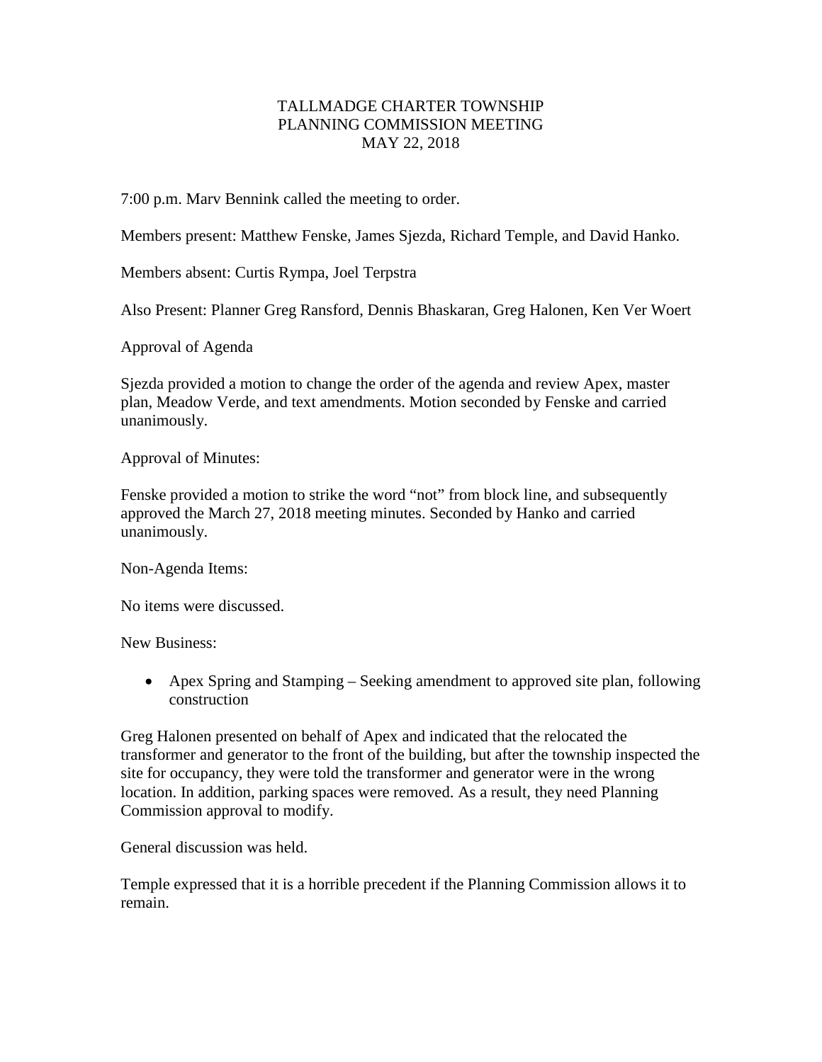# TALLMADGE CHARTER TOWNSHIP
## PLANNING COMMISSION MEETING
### MAY 22, 2018

7:00 p.m. Marv Bennink called the meeting to order.

Members present: Matthew Fenske, James Sjezda, Richard Temple, and David Hanko.

Members absent: Curtis Rympa, Joel Terpstra

Also Present: Planner Greg Ransford, Dennis Bhaskaran, Greg Halonen, Ken Ver Woert

Approval of Agenda

Sjezda provided a motion to change the order of the agenda and review Apex, master plan, Meadow Verde, and text amendments. Motion seconded by Fenske and carried unanimously.

Approval of Minutes:

Fenske provided a motion to strike the word "not" from block line, and subsequently approved the March 27, 2018 meeting minutes. Seconded by Hanko and carried unanimously.

Non-Agenda Items:

No items were discussed.

New Business:

- Apex Spring and Stamping – Seeking amendment to approved site plan, following construction

Greg Halonen presented on behalf of Apex and indicated that the relocated the transformer and generator to the front of the building, but after the township inspected the site for occupancy, they were told the transformer and generator were in the wrong location. In addition, parking spaces were removed. As a result, they need Planning Commission approval to modify.

General discussion was held.

Temple expressed that it is a horrible precedent if the Planning Commission allows it to remain.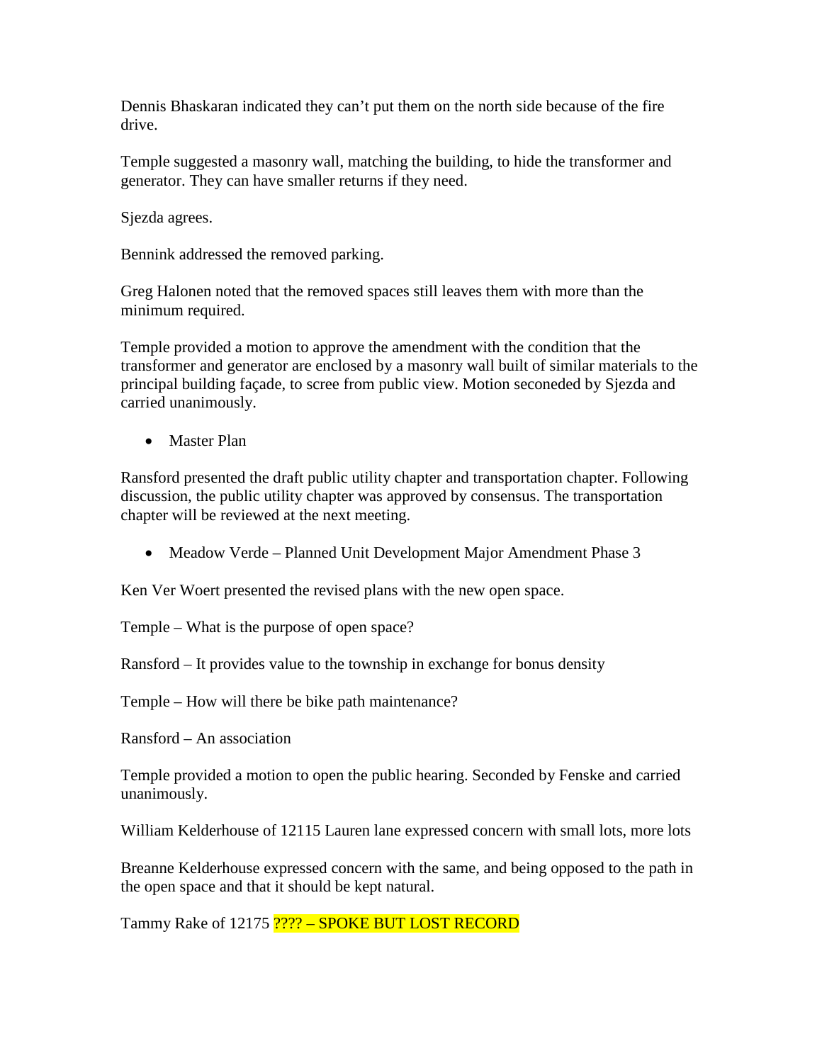Dennis Bhaskaran indicated they can't put them on the north side because of the fire drive.

Temple suggested a masonry wall, matching the building, to hide the transformer and generator. They can have smaller returns if they need.

Sjezda agrees.

Bennink addressed the removed parking.

Greg Halonen noted that the removed spaces still leaves them with more than the minimum required.

Temple provided a motion to approve the amendment with the condition that the transformer and generator are enclosed by a masonry wall built of similar materials to the principal building façade, to scree from public view. Motion seconeded by Sjezda and carried unanimously.

- Master Plan

Ransford presented the draft public utility chapter and transportation chapter. Following discussion, the public utility chapter was approved by consensus. The transportation chapter will be reviewed at the next meeting.

- Meadow Verde – Planned Unit Development Major Amendment Phase 3

Ken Ver Woert presented the revised plans with the new open space.

Temple – What is the purpose of open space?

Ransford – It provides value to the township in exchange for bonus density

Temple – How will there be bike path maintenance?

Ransford – An association

Temple provided a motion to open the public hearing. Seconded by Fenske and carried unanimously.

William Kelderhouse of 12115 Lauren lane expressed concern with small lots, more lots

Breanne Kelderhouse expressed concern with the same, and being opposed to the path in the open space and that it should be kept natural.

Tammy Rake of 12175 ???? – SPOKE BUT LOST RECORD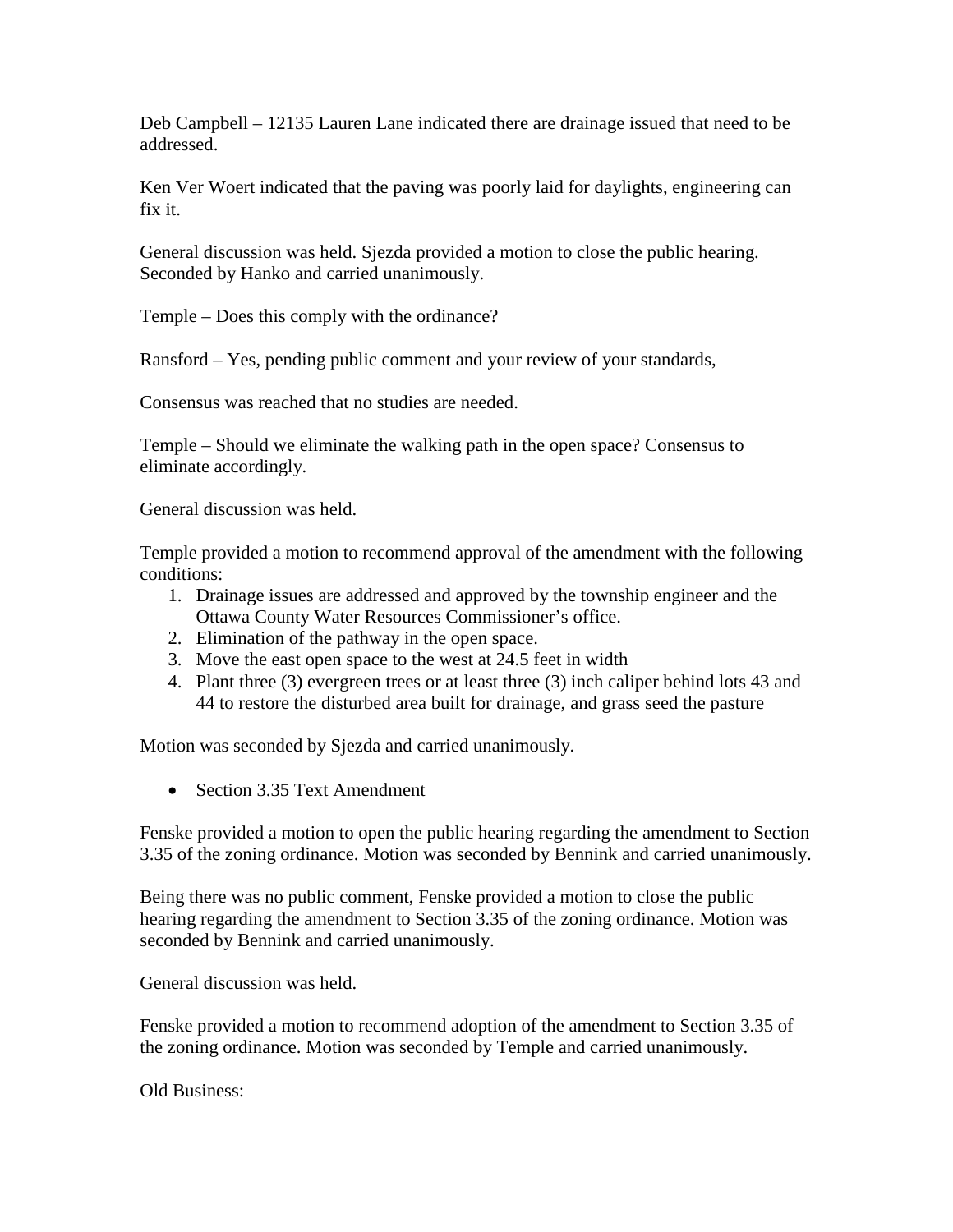Deb Campbell – 12135 Lauren Lane indicated there are drainage issued that need to be addressed.

Ken Ver Woert indicated that the paving was poorly laid for daylights, engineering can fix it.

General discussion was held. Sjezda provided a motion to close the public hearing. Seconded by Hanko and carried unanimously.

Temple – Does this comply with the ordinance?

Ransford – Yes, pending public comment and your review of your standards,

Consensus was reached that no studies are needed.

Temple – Should we eliminate the walking path in the open space? Consensus to eliminate accordingly.

General discussion was held.

Temple provided a motion to recommend approval of the amendment with the following conditions:

1. Drainage issues are addressed and approved by the township engineer and the Ottawa County Water Resources Commissioner's office.
2. Elimination of the pathway in the open space.
3. Move the east open space to the west at 24.5 feet in width
4. Plant three (3) evergreen trees or at least three (3) inch caliper behind lots 43 and 44 to restore the disturbed area built for drainage, and grass seed the pasture

Motion was seconded by Sjezda and carried unanimously.

- Section 3.35 Text Amendment

Fenske provided a motion to open the public hearing regarding the amendment to Section 3.35 of the zoning ordinance. Motion was seconded by Bennink and carried unanimously.

Being there was no public comment, Fenske provided a motion to close the public hearing regarding the amendment to Section 3.35 of the zoning ordinance. Motion was seconded by Bennink and carried unanimously.

General discussion was held.

Fenske provided a motion to recommend adoption of the amendment to Section 3.35 of the zoning ordinance. Motion was seconded by Temple and carried unanimously.

Old Business: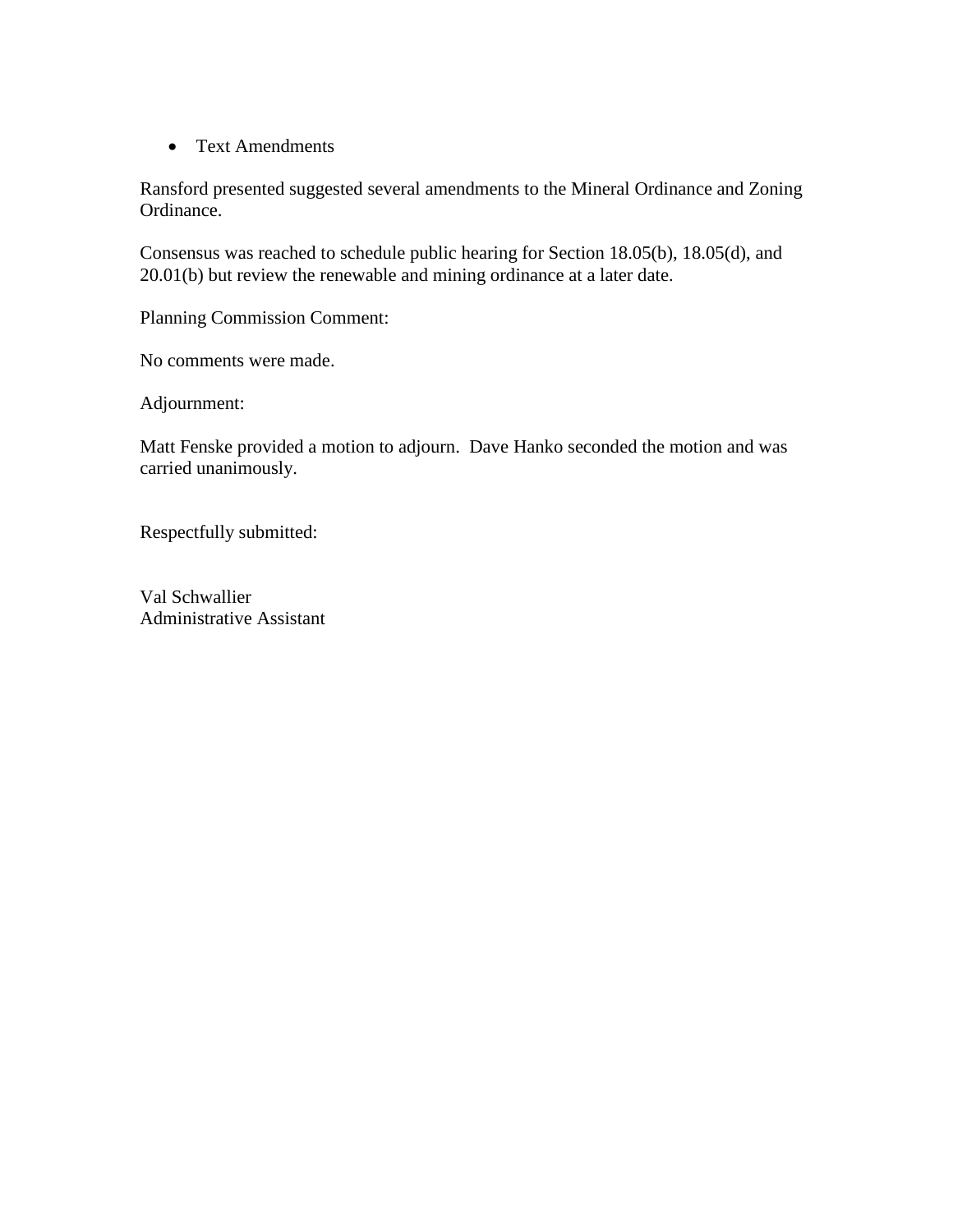- Text Amendments

Ransford presented suggested several amendments to the Mineral Ordinance and Zoning Ordinance.

Consensus was reached to schedule public hearing for Section 18.05(b), 18.05(d), and 20.01(b) but review the renewable and mining ordinance at a later date.

Planning Commission Comment:

No comments were made.

Adjournment:

Matt Fenske provided a motion to adjourn.  Dave Hanko seconded the motion and was carried unanimously.

Respectfully submitted:

Val Schwallier
Administrative Assistant